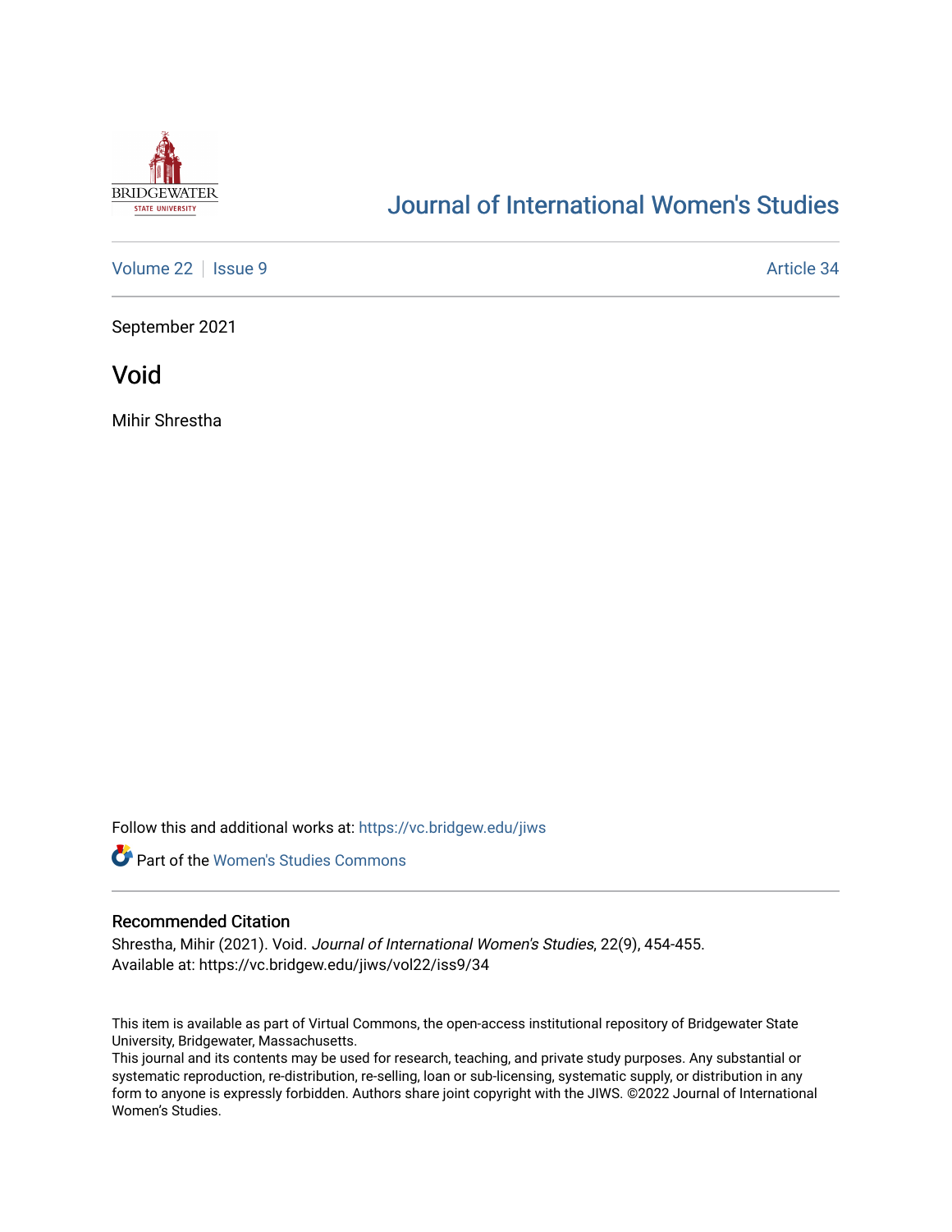# Journal of International Women's Studies

Volume 22 | Issue 9 | Article 34

September 2021

## Void

Mihir Shrestha

Follow this and additional works at: https://vc.bridgew.edu/jiws

Part of the Women's Studies Commons

### Recommended Citation

Shrestha, Mihir (2021). Void. *Journal of International Women's Studies*, 22(9), 454-455.
Available at: https://vc.bridgew.edu/jiws/vol22/iss9/34

This item is available as part of Virtual Commons, the open-access institutional repository of Bridgewater State University, Bridgewater, Massachusetts.
This journal and its contents may be used for research, teaching, and private study purposes. Any substantial or systematic reproduction, re-distribution, re-selling, loan or sub-licensing, systematic supply, or distribution in any form to anyone is expressly forbidden. Authors share joint copyright with the JIWS. ©2022 Journal of International Women's Studies.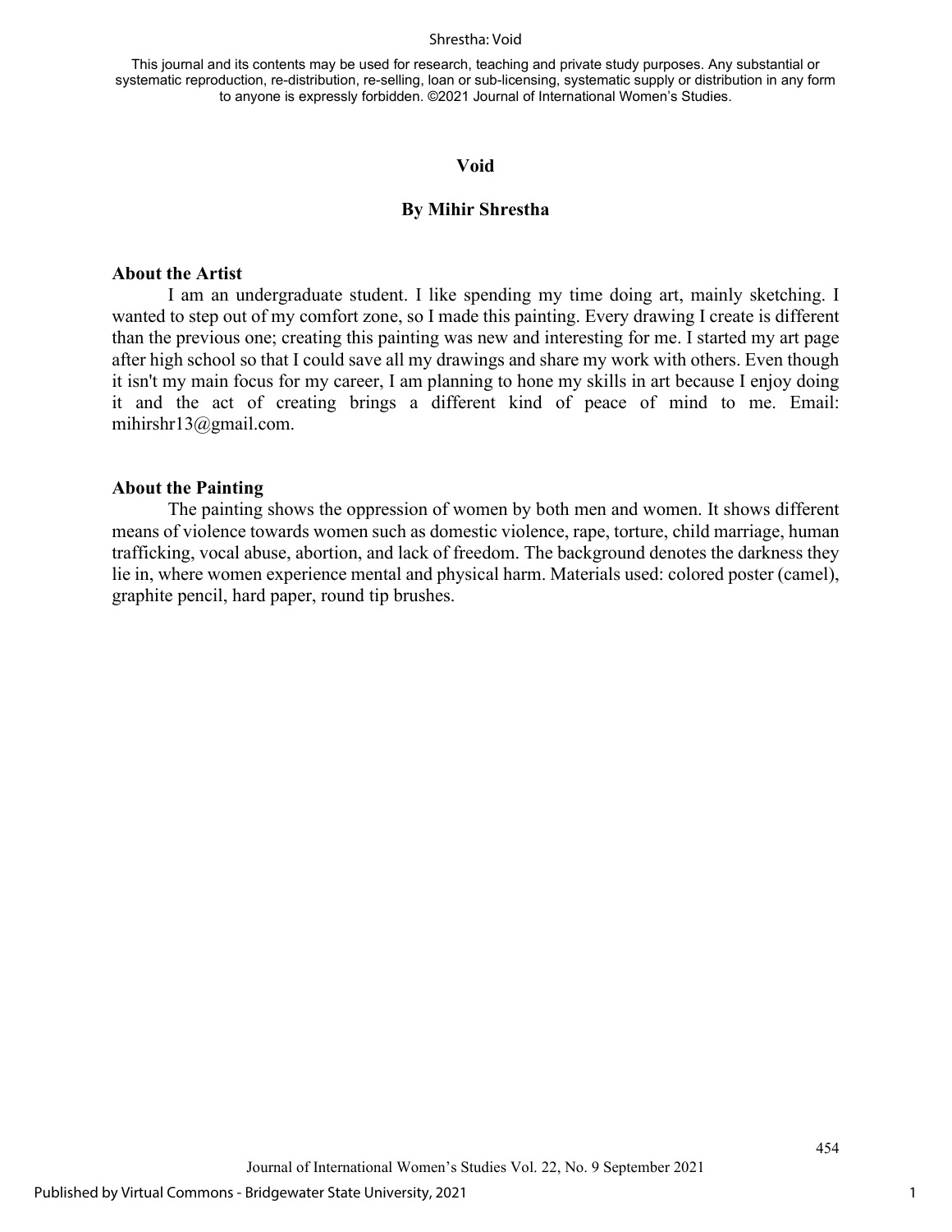This journal and its contents may be used for research, teaching and private study purposes. Any substantial or systematic reproduction, re-distribution, re-selling, loan or sub-licensing, systematic supply or distribution in any form to anyone is expressly forbidden. ©2021 Journal of International Women's Studies.

# Void

## By Mihir Shrestha

### About the Artist

I am an undergraduate student. I like spending my time doing art, mainly sketching. I wanted to step out of my comfort zone, so I made this painting. Every drawing I create is different than the previous one; creating this painting was new and interesting for me. I started my art page after high school so that I could save all my drawings and share my work with others. Even though it isn't my main focus for my career, I am planning to hone my skills in art because I enjoy doing it and the act of creating brings a different kind of peace of mind to me. Email: mihirshr13@gmail.com.

### About the Painting

The painting shows the oppression of women by both men and women. It shows different means of violence towards women such as domestic violence, rape, torture, child marriage, human trafficking, vocal abuse, abortion, and lack of freedom. The background denotes the darkness they lie in, where women experience mental and physical harm. Materials used: colored poster (camel), graphite pencil, hard paper, round tip brushes.